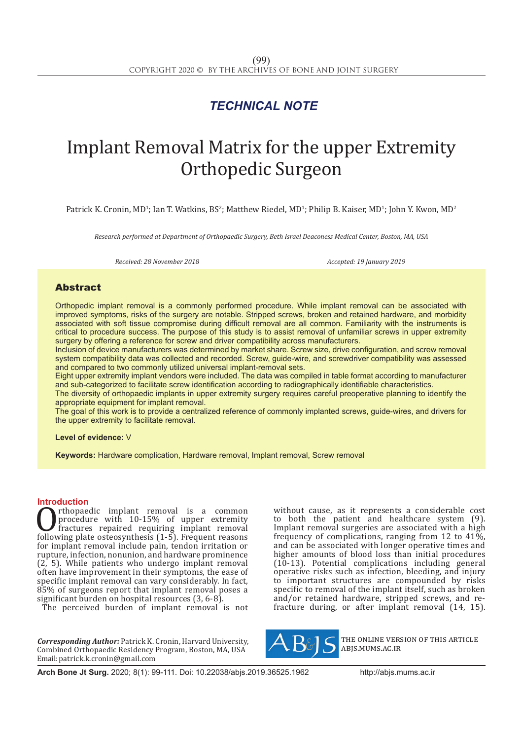*TECHNICAL NOTE*

# Implant Removal Matrix for the upper Extremity Orthopedic Surgeon

Patrick K. Cronin, MD[1]; Ian T. Watkins, BS[2]; Matthew Riedel, MD[1]; Philip B. Kaiser, MD[1]; John Y. Kwon, MD[2]

*Research performed at Department of Orthopaedic Surgery, Beth Israel Deaconess Medical Center, Boston, MA, USA*

*Received: 28 November 2018* *Accepted: 19 January 2019*

## Abstract

Orthopedic implant removal is a commonly performed procedure. While implant removal can be associated with improved symptoms, risks of the surgery are notable. Stripped screws, broken and retained hardware, and morbidity associated with soft tissue compromise during difficult removal are all common. Familiarity with the instruments is critical to procedure success. The purpose of this study is to assist removal of unfamiliar screws in upper extremity surgery by offering a reference for screw and driver compatibility across manufacturers.

Inclusion of device manufacturers was determined by market share. Screw size, drive configuration, and screw removal system compatibility data was collected and recorded. Screw, guide-wire, and screwdriver compatibility was assessed and compared to two commonly utilized universal implant-removal sets.

Eight upper extremity implant vendors were included. The data was compiled in table format according to manufacturer and sub-categorized to facilitate screw identification according to radiographically identifiable characteristics.

The diversity of orthopaedic implants in upper extremity surgery requires careful preoperative planning to identify the appropriate equipment for implant removal.

The goal of this work is to provide a centralized reference of commonly implanted screws, guide-wires, and drivers for the upper extremity to facilitate removal.

**Level of evidence:** V

**Keywords:** Hardware complication, Hardware removal, Implant removal, Screw removal

## Introduction

Orthopaedic implant removal is a common procedure with 10-15% of upper extremity fractures repaired requiring implant removal following plate osteosynthesis (1-5). Frequent reasons for implant removal include pain, tendon irritation or rupture, infection, nonunion, and hardware prominence (2, 5). While patients who undergo implant removal often have improvement in their symptoms, the ease of specific implant removal can vary considerably. In fact, 85% of surgeons report that implant removal poses a significant burden on hospital resources (3, 6-8).

The perceived burden of implant removal is not without cause, as it represents a considerable cost to both the patient and healthcare system (9). Implant removal surgeries are associated with a high frequency of complications, ranging from 12 to 41%, and can be associated with longer operative times and higher amounts of blood loss than initial procedures (10-13). Potential complications including general operative risks such as infection, bleeding, and injury to important structures are compounded by risks specific to removal of the implant itself, such as broken and/or retained hardware, stripped screws, and re-fracture during, or after implant removal (14, 15).

***Corresponding Author:*** Patrick K. Cronin, Harvard University, Combined Orthopaedic Residency Program, Boston, MA, USA
Email: patrick.k.cronin@gmail.com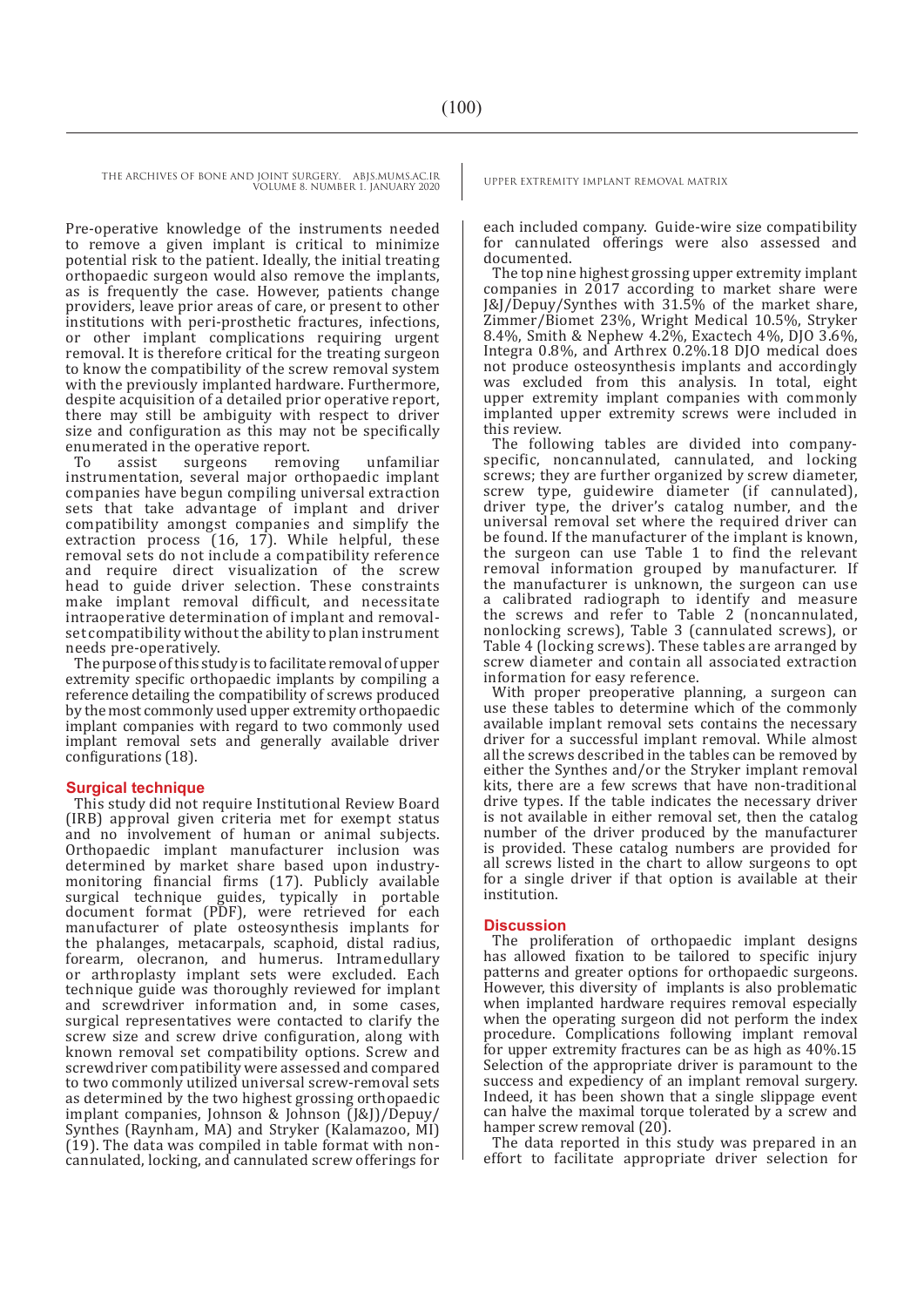Pre-operative knowledge of the instruments needed to remove a given implant is critical to minimize potential risk to the patient. Ideally, the initial treating orthopaedic surgeon would also remove the implants, as is frequently the case. However, patients change providers, leave prior areas of care, or present to other institutions with peri-prosthetic fractures, infections, or other implant complications requiring urgent removal. It is therefore critical for the treating surgeon to know the compatibility of the screw removal system with the previously implanted hardware. Furthermore, despite acquisition of a detailed prior operative report, there may still be ambiguity with respect to driver size and configuration as this may not be specifically enumerated in the operative report.

To assist surgeons removing unfamiliar instrumentation, several major orthopaedic implant companies have begun compiling universal extraction sets that take advantage of implant and driver compatibility amongst companies and simplify the extraction process (16, 17). While helpful, these removal sets do not include a compatibility reference and require direct visualization of the screw head to guide driver selection. These constraints make implant removal difficult, and necessitate intraoperative determination of implant and removal-set compatibility without the ability to plan instrument needs pre-operatively.

The purpose of this study is to facilitate removal of upper extremity specific orthopaedic implants by compiling a reference detailing the compatibility of screws produced by the most commonly used upper extremity orthopaedic implant companies with regard to two commonly used implant removal sets and generally available driver configurations (18).

## Surgical technique

This study did not require Institutional Review Board (IRB) approval given criteria met for exempt status and no involvement of human or animal subjects. Orthopaedic implant manufacturer inclusion was determined by market share based upon industry-monitoring financial firms (17). Publicly available surgical technique guides, typically in portable document format (PDF), were retrieved for each manufacturer of plate osteosynthesis implants for the phalanges, metacarpals, scaphoid, distal radius, forearm, olecranon, and humerus. Intramedullary or arthroplasty implant sets were excluded. Each technique guide was thoroughly reviewed for implant and screwdriver information and, in some cases, surgical representatives were contacted to clarify the screw size and screw drive configuration, along with known removal set compatibility options. Screw and screwdriver compatibility were assessed and compared to two commonly utilized universal screw-removal sets as determined by the two highest grossing orthopaedic implant companies, Johnson & Johnson (J&J)/Depuy/Synthes (Raynham, MA) and Stryker (Kalamazoo, MI) (19). The data was compiled in table format with non-cannulated, locking, and cannulated screw offerings for each included company. Guide-wire size compatibility for cannulated offerings were also assessed and documented.

The top nine highest grossing upper extremity implant companies in 2017 according to market share were J&J/Depuy/Synthes with 31.5% of the market share, Zimmer/Biomet 23%, Wright Medical 10.5%, Stryker 8.4%, Smith & Nephew 4.2%, Exactech 4%, DJO 3.6%, Integra 0.8%, and Arthrex 0.2%.18 DJO medical does not produce osteosynthesis implants and accordingly was excluded from this analysis. In total, eight upper extremity implant companies with commonly implanted upper extremity screws were included in this review.

The following tables are divided into company-specific, noncannulated, cannulated, and locking screws; they are further organized by screw diameter, screw type, guidewire diameter (if cannulated), driver type, the driver's catalog number, and the universal removal set where the required driver can be found. If the manufacturer of the implant is known, the surgeon can use Table 1 to find the relevant removal information grouped by manufacturer. If the manufacturer is unknown, the surgeon can use a calibrated radiograph to identify and measure the screws and refer to Table 2 (noncannulated, nonlocking screws), Table 3 (cannulated screws), or Table 4 (locking screws). These tables are arranged by screw diameter and contain all associated extraction information for easy reference.

With proper preoperative planning, a surgeon can use these tables to determine which of the commonly available implant removal sets contains the necessary driver for a successful implant removal. While almost all the screws described in the tables can be removed by either the Synthes and/or the Stryker implant removal kits, there are a few screws that have non-traditional drive types. If the table indicates the necessary driver is not available in either removal set, then the catalog number of the driver produced by the manufacturer is provided. These catalog numbers are provided for all screws listed in the chart to allow surgeons to opt for a single driver if that option is available at their institution.

## Discussion

The proliferation of orthopaedic implant designs has allowed fixation to be tailored to specific injury patterns and greater options for orthopaedic surgeons. However, this diversity of implants is also problematic when implanted hardware requires removal especially when the operating surgeon did not perform the index procedure. Complications following implant removal for upper extremity fractures can be as high as 40%.15 Selection of the appropriate driver is paramount to the success and expediency of an implant removal surgery. Indeed, it has been shown that a single slippage event can halve the maximal torque tolerated by a screw and hamper screw removal (20).

The data reported in this study was prepared in an effort to facilitate appropriate driver selection for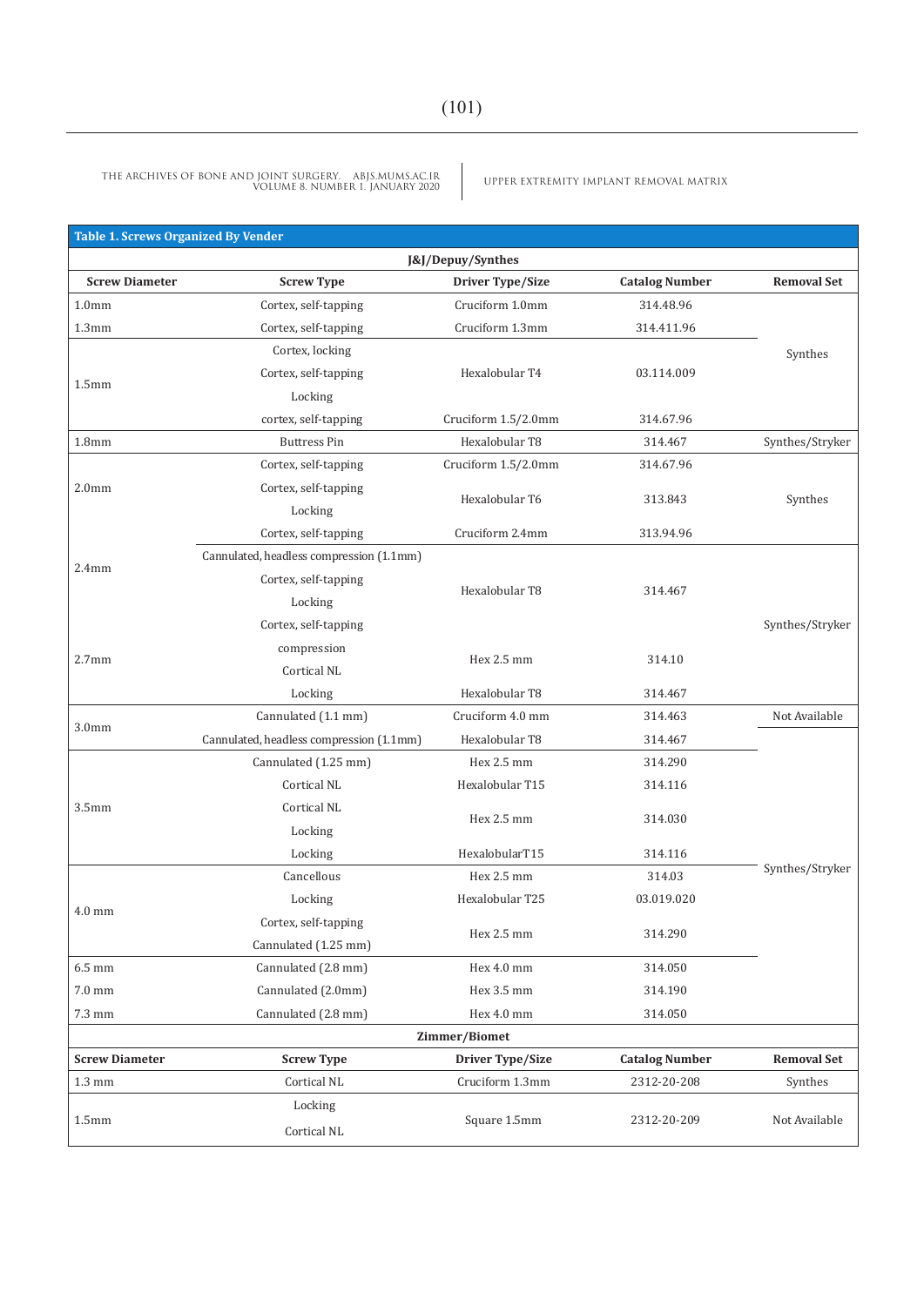**Table 1. Screws Organized By Vender**

| Screw Diameter | Screw Type | Driver Type/Size | Catalog Number | Removal Set |
|---|---|---|---|---|
| **J&J/Depuy/Synthes** | | | | |
| 1.0mm | Cortex, self-tapping | Cruciform 1.0mm | 314.48.96 | Synthes |
| 1.3mm | Cortex, self-tapping | Cruciform 1.3mm | 314.411.96 | Synthes |
| 1.5mm | Cortex, locking | Hexalobular T4 | 03.114.009 | Synthes |
| | Cortex, self-tapping | | | |
| | Locking | | | |
| | cortex, self-tapping | Cruciform 1.5/2.0mm | 314.67.96 | |
| 1.8mm | Buttress Pin | Hexalobular T8 | 314.467 | Synthes/Stryker |
| 2.0mm | Cortex, self-tapping | Cruciform 1.5/2.0mm | 314.67.96 | Synthes |
| | Cortex, self-tapping | Hexalobular T6 | 313.843 | |
| | Locking | | | |
| | Cortex, self-tapping | Cruciform 2.4mm | 313.94.96 | |
| 2.4mm | Cannulated, headless compression (1.1mm) | Hexalobular T8 | 314.467 | Synthes/Stryker |
| | Cortex, self-tapping | | | |
| | Locking | | | |
| 2.7mm | Cortex, self-tapping | | | |
| | compression | Hex 2.5 mm | 314.10 | |
| | Cortical NL | | | |
| | Locking | Hexalobular T8 | 314.467 | |
| 3.0mm | Cannulated (1.1 mm) | Cruciform 4.0 mm | 314.463 | Not Available |
| | Cannulated, headless compression (1.1mm) | Hexalobular T8 | 314.467 | Synthes/Stryker |
| 3.5mm | Cannulated (1.25 mm) | Hex 2.5 mm | 314.290 | |
| | Cortical NL | Hexalobular T15 | 314.116 | |
| | Cortical NL | Hex 2.5 mm | 314.030 | |
| | Locking | | | |
| | Locking | HexalobularT15 | 314.116 | |
| 4.0 mm | Cancellous | Hex 2.5 mm | 314.03 | |
| | Locking | Hexalobular T25 | 03.019.020 | |
| | Cortex, self-tapping | Hex 2.5 mm | 314.290 | |
| | Cannulated (1.25 mm) | | | |
| 6.5 mm | Cannulated (2.8 mm) | Hex 4.0 mm | 314.050 | |
| 7.0 mm | Cannulated (2.0mm) | Hex 3.5 mm | 314.190 | |
| 7.3 mm | Cannulated (2.8 mm) | Hex 4.0 mm | 314.050 | |
| **Zimmer/Biomet** | | | | |
| **Screw Diameter** | **Screw Type** | **Driver Type/Size** | **Catalog Number** | **Removal Set** |
| 1.3 mm | Cortical NL | Cruciform 1.3mm | 2312-20-208 | Synthes |
| 1.5mm | Locking | Square 1.5mm | 2312-20-209 | Not Available |
| | Cortical NL | | | |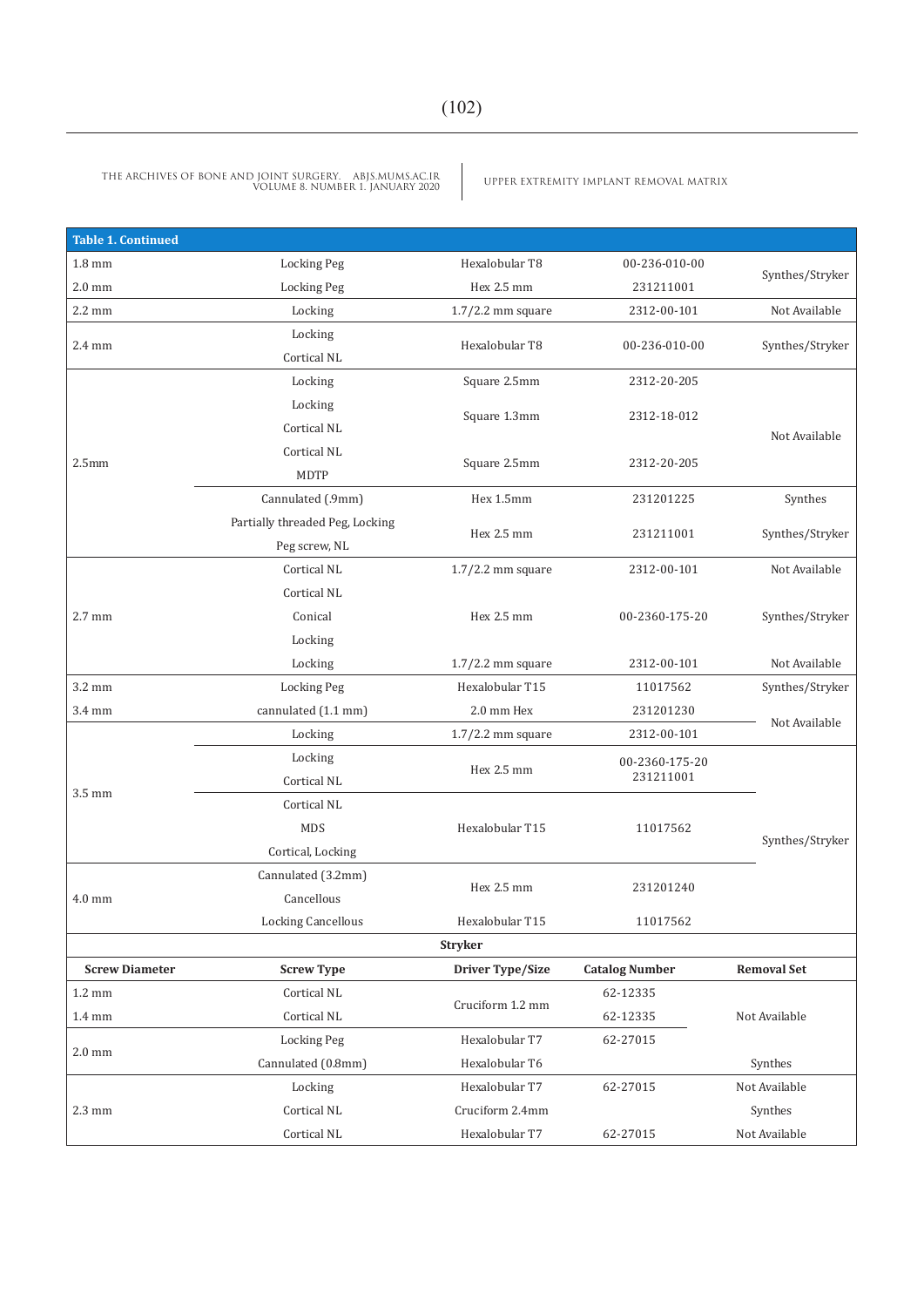| Table 1. Continued | | | | |
|---|---|---|---|---|
| 1.8 mm | Locking Peg | Hexalobular T8 | 00-236-010-00 | Synthes/Stryker |
| 2.0 mm | Locking Peg | Hex 2.5 mm | 231211001 | |
| 2.2 mm | Locking | 1.7/2.2 mm square | 2312-00-101 | Not Available |
| 2.4 mm | Locking | Hexalobular T8 | 00-236-010-00 | Synthes/Stryker |
| | Cortical NL | | | |
| 2.5mm | Locking | Square 2.5mm | 2312-20-205 | Not Available |
| | Locking | Square 1.3mm | 2312-18-012 | |
| | Cortical NL | | | |
| | Cortical NL | Square 2.5mm | 2312-20-205 | |
| | MDTP | | | |
| | Cannulated (.9mm) | Hex 1.5mm | 231201225 | Synthes |
| | Partially threaded Peg, Locking | Hex 2.5 mm | 231211001 | Synthes/Stryker |
| | Peg screw, NL | | | |
| 2.7 mm | Cortical NL | 1.7/2.2 mm square | 2312-00-101 | Not Available |
| | Cortical NL | Hex 2.5 mm | 00-2360-175-20 | Synthes/Stryker |
| | Conical | | | |
| | Locking | | | |
| | Locking | 1.7/2.2 mm square | 2312-00-101 | Not Available |
| 3.2 mm | Locking Peg | Hexalobular T15 | 11017562 | Synthes/Stryker |
| 3.4 mm | cannulated (1.1 mm) | 2.0 mm Hex | 231201230 | Not Available |
| 3.5 mm | Locking | 1.7/2.2 mm square | 2312-00-101 | |
| | Locking | Hex 2.5 mm | 00-2360-175-20 231211001 | Synthes/Stryker |
| | Cortical NL | | | |
| | Cortical NL | Hexalobular T15 | 11017562 | |
| | MDS | | | |
| | Cortical, Locking | | | |
| 4.0 mm | Cannulated (3.2mm) | Hex 2.5 mm | 231201240 | |
| | Cancellous | | | |
| | Locking Cancellous | Hexalobular T15 | 11017562 | |
| | | **Stryker** | | |
| **Screw Diameter** | **Screw Type** | **Driver Type/Size** | **Catalog Number** | **Removal Set** |
| 1.2 mm | Cortical NL | Cruciform 1.2 mm | 62-12335 | Not Available |
| 1.4 mm | Cortical NL | | 62-12335 | |
| 2.0 mm | Locking Peg | Hexalobular T7 | 62-27015 | |
| | Cannulated (0.8mm) | Hexalobular T6 | | Synthes |
| 2.3 mm | Locking | Hexalobular T7 | 62-27015 | Not Available |
| | Cortical NL | Cruciform 2.4mm | | Synthes |
| | Cortical NL | Hexalobular T7 | 62-27015 | Not Available |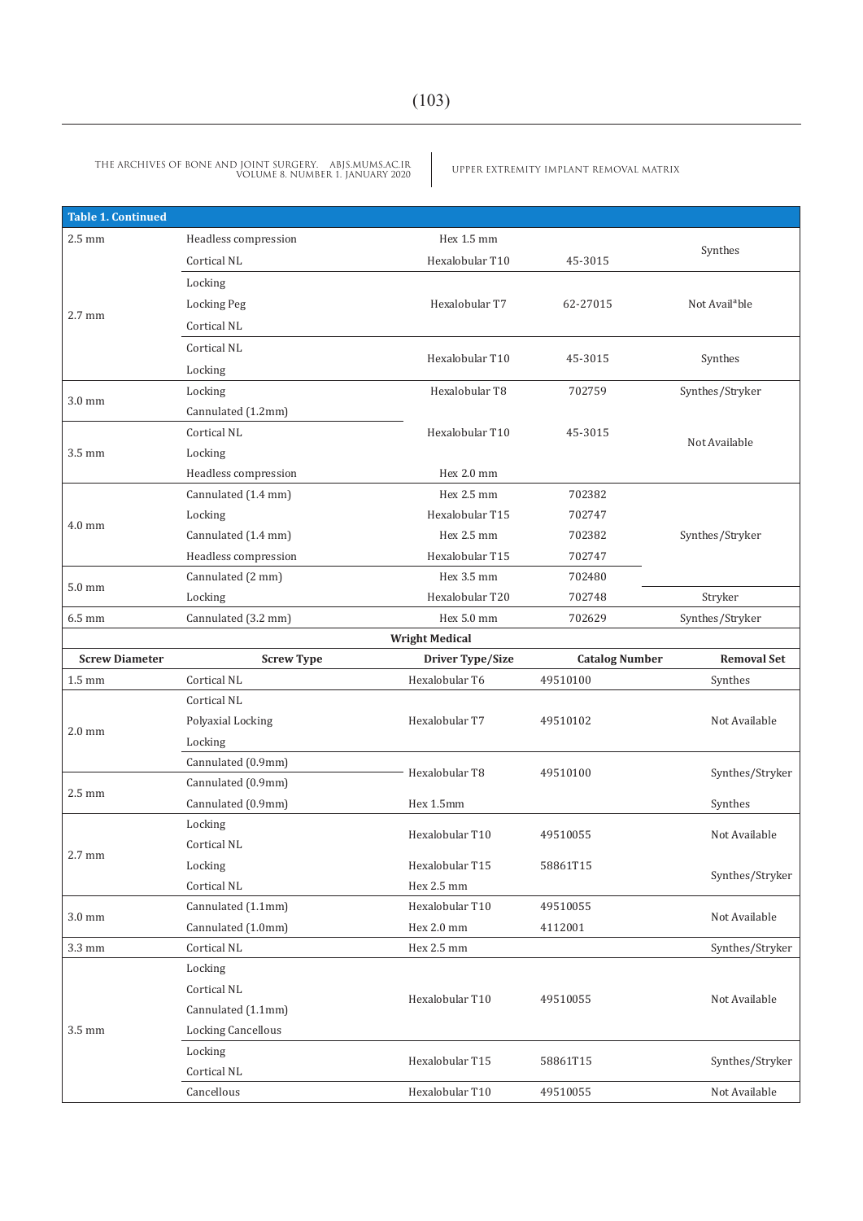**Table 1. Continued**

| | | | | |
|---|---|---|---|---|
| 2.5 mm | Headless compression | Hex 1.5 mm | | Synthes |
| | Cortical NL | Hexalobular T10 | 45-3015 | |
| 2.7 mm | Locking | Hexalobular T7 | 62-27015 | Not Avail[a]ble |
| | Locking Peg | | | |
| | Cortical NL | | | |
| | Cortical NL | Hexalobular T10 | 45-3015 | Synthes |
| | Locking | | | |
| 3.0 mm | Locking | Hexalobular T8 | 702759 | Synthes/Stryker |
| | Cannulated (1.2mm) | | | |
| 3.5 mm | Cortical NL | Hexalobular T10 | 45-3015 | Not Available |
| | Locking | | | |
| | Headless compression | Hex 2.0 mm | | |
| 4.0 mm | Cannulated (1.4 mm) | Hex 2.5 mm | 702382 | Synthes/Stryker |
| | Locking | Hexalobular T15 | 702747 | |
| | Cannulated (1.4 mm) | Hex 2.5 mm | 702382 | |
| | Headless compression | Hexalobular T15 | 702747 | |
| 5.0 mm | Cannulated (2 mm) | Hex 3.5 mm | 702480 | |
| | Locking | Hexalobular T20 | 702748 | Stryker |
| 6.5 mm | Cannulated (3.2 mm) | Hex 5.0 mm | 702629 | Synthes/Stryker |
| | | **Wright Medical** | | |
| **Screw Diameter** | **Screw Type** | **Driver Type/Size** | **Catalog Number** | **Removal Set** |
| 1.5 mm | Cortical NL | Hexalobular T6 | 49510100 | Synthes |
| 2.0 mm | Cortical NL | Hexalobular T7 | 49510102 | Not Available |
| | Polyaxial Locking | | | |
| | Locking | | | |
| | Cannulated (0.9mm) | Hexalobular T8 | 49510100 | Synthes/Stryker |
| 2.5 mm | Cannulated (0.9mm) | | | |
| | Cannulated (0.9mm) | Hex 1.5mm | | Synthes |
| 2.7 mm | Locking | Hexalobular T10 | 49510055 | Not Available |
| | Cortical NL | | | |
| | Locking | Hexalobular T15 | 58861T15 | Synthes/Stryker |
| | Cortical NL | Hex 2.5 mm | | |
| 3.0 mm | Cannulated (1.1mm) | Hexalobular T10 | 49510055 | Not Available |
| | Cannulated (1.0mm) | Hex 2.0 mm | 4112001 | |
| 3.3 mm | Cortical NL | Hex 2.5 mm | | Synthes/Stryker |
| 3.5 mm | Locking | Hexalobular T10 | 49510055 | Not Available |
| | Cortical NL | | | |
| | Cannulated (1.1mm) | | | |
| | Locking Cancellous | | | |
| | Locking | Hexalobular T15 | 58861T15 | Synthes/Stryker |
| | Cortical NL | | | |
| | Cancellous | Hexalobular T10 | 49510055 | Not Available |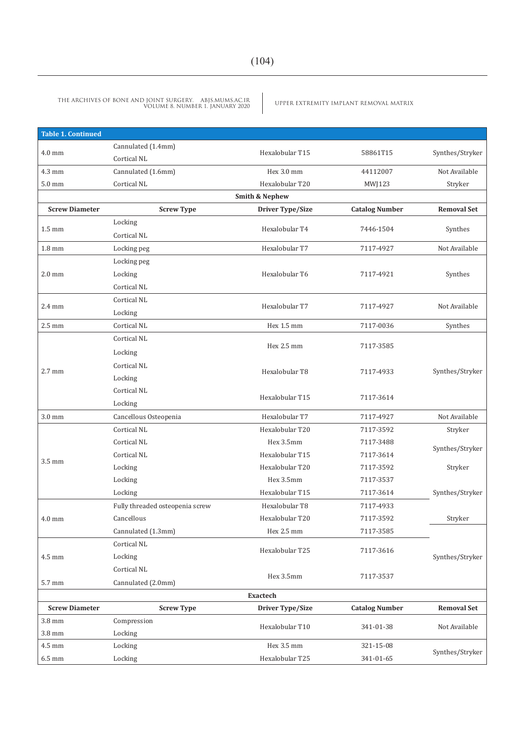**Table 1. Continued**

| Screw Diameter | Screw Type | Driver Type/Size | Catalog Number | Removal Set |
|---|---|---|---|---|
| 4.0 mm | Cannulated (1.4mm)<br>Cortical NL | Hexalobular T15 | 58861T15 | Synthes/Stryker |
| 4.3 mm | Cannulated (1.6mm) | Hex 3.0 mm | 44112007 | Not Available |
| 5.0 mm | Cortical NL | Hexalobular T20 | MWJ123 | Stryker |
| **Smith & Nephew** | | | | |
| **Screw Diameter** | **Screw Type** | **Driver Type/Size** | **Catalog Number** | **Removal Set** |
| 1.5 mm | Locking<br>Cortical NL | Hexalobular T4 | 7446-1504 | Synthes |
| 1.8 mm | Locking peg | Hexalobular T7 | 7117-4927 | Not Available |
| 2.0 mm | Locking peg<br>Locking<br>Cortical NL | Hexalobular T6 | 7117-4921 | Synthes |
| 2.4 mm | Cortical NL<br>Locking | Hexalobular T7 | 7117-4927 | Not Available |
| 2.5 mm | Cortical NL | Hex 1.5 mm | 7117-0036 | Synthes |
| 2.7 mm | Cortical NL<br>Locking | Hex 2.5 mm | 7117-3585 | Synthes/Stryker |
| | Cortical NL<br>Locking | Hexalobular T8 | 7117-4933 | |
| | Cortical NL<br>Locking | Hexalobular T15 | 7117-3614 | |
| 3.0 mm | Cancellous Osteopenia | Hexalobular T7 | 7117-4927 | Not Available |
| 3.5 mm | Cortical NL | Hexalobular T20 | 7117-3592 | Stryker |
| | Cortical NL | Hex 3.5mm | 7117-3488 | Synthes/Stryker |
| | Cortical NL | Hexalobular T15 | 7117-3614 | |
| | Locking | Hexalobular T20 | 7117-3592 | Stryker |
| | Locking | Hex 3.5mm | 7117-3537 | Synthes/Stryker |
| | Locking | Hexalobular T15 | 7117-3614 | |
| 4.0 mm | Fully threaded osteopenia screw | Hexalobular T8 | 7117-4933 | |
| | Cancellous | Hexalobular T20 | 7117-3592 | Stryker |
| | Cannulated (1.3mm) | Hex 2.5 mm | 7117-3585 | Synthes/Stryker |
| 4.5 mm | Cortical NL<br>Locking | Hexalobular T25 | 7117-3616 | |
| | Cortical NL | Hex 3.5mm | 7117-3537 | |
| 5.7 mm | Cannulated (2.0mm) | | | |
| **Exactech** | | | | |
| **Screw Diameter** | **Screw Type** | **Driver Type/Size** | **Catalog Number** | **Removal Set** |
| 3.8 mm | Compression | Hexalobular T10 | 341-01-38 | Not Available |
| 3.8 mm | Locking | | | |
| 4.5 mm | Locking | Hex 3.5 mm | 321-15-08 | Synthes/Stryker |
| 6.5 mm | Locking | Hexalobular T25 | 341-01-65 | |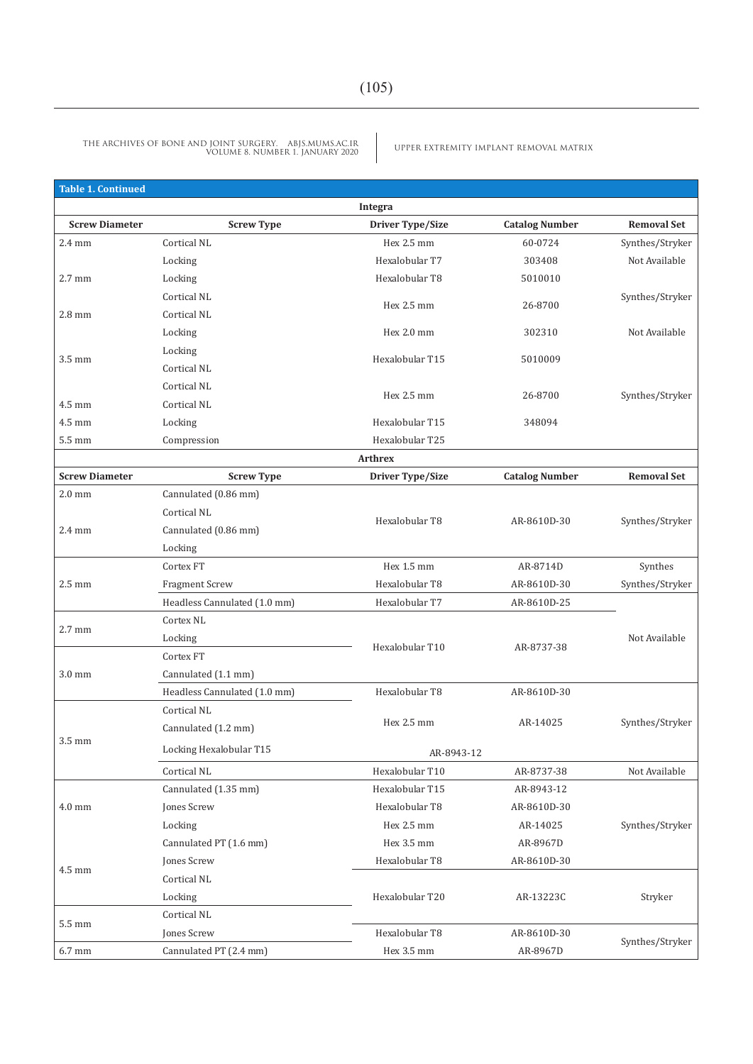**Table 1. Continued**

| Screw Diameter | Screw Type | Driver Type/Size | Catalog Number | Removal Set |
|---|---|---|---|---|
| **Integra** | | | | |
| 2.4 mm | Cortical NL | Hex 2.5 mm | 60-0724 | Synthes/Stryker |
| | Locking | Hexalobular T7 | 303408 | Not Available |
| 2.7 mm | Locking | Hexalobular T8 | 5010010 | |
| | Cortical NL | Hex 2.5 mm | 26-8700 | Synthes/Stryker |
| 2.8 mm | Cortical NL | | | |
| | Locking | Hex 2.0 mm | 302310 | Not Available |
| 3.5 mm | Locking | Hexalobular T15 | 5010009 | |
| | Cortical NL | | | |
| | Cortical NL | Hex 2.5 mm | 26-8700 | Synthes/Stryker |
| 4.5 mm | Cortical NL | | | |
| 4.5 mm | Locking | Hexalobular T15 | 348094 | |
| 5.5 mm | Compression | Hexalobular T25 | | |
| **Arthrex** | | | | |
| 2.0 mm | Cannulated (0.86 mm) | Hexalobular T8 | AR-8610D-30 | Synthes/Stryker |
| | Cortical NL | | | |
| 2.4 mm | Cannulated (0.86 mm) | | | |
| | Locking | | | |
| 2.5 mm | Cortex FT | Hex 1.5 mm | AR-8714D | Synthes |
| | Fragment Screw | Hexalobular T8 | AR-8610D-30 | Synthes/Stryker |
| | Headless Cannulated (1.0 mm) | Hexalobular T7 | AR-8610D-25 | Not Available |
| 2.7 mm | Cortex NL | Hexalobular T10 | AR-8737-38 | |
| | Locking | | | |
| 3.0 mm | Cortex FT | | | |
| | Cannulated (1.1 mm) | | | |
| | Headless Cannulated (1.0 mm) | Hexalobular T8 | AR-8610D-30 | Synthes/Stryker |
| 3.5 mm | Cortical NL | Hex 2.5 mm | AR-14025 | |
| | Cannulated (1.2 mm) | | | |
| | Locking Hexalobular T15 | AR-8943-12 | | |
| | Cortical NL | Hexalobular T10 | AR-8737-38 | Not Available |
| 4.0 mm | Cannulated (1.35 mm) | Hexalobular T15 | AR-8943-12 | Synthes/Stryker |
| | Jones Screw | Hexalobular T8 | AR-8610D-30 | |
| | Locking | Hex 2.5 mm | AR-14025 | |
| 4.5 mm | Cannulated PT (1.6 mm) | Hex 3.5 mm | AR-8967D | |
| | Jones Screw | Hexalobular T8 | AR-8610D-30 | |
| | Cortical NL | Hexalobular T20 | AR-13223C | Stryker |
| | Locking | | | |
| 5.5 mm | Cortical NL | | | |
| | Jones Screw | Hexalobular T8 | AR-8610D-30 | Synthes/Stryker |
| 6.7 mm | Cannulated PT (2.4 mm) | Hex 3.5 mm | AR-8967D | |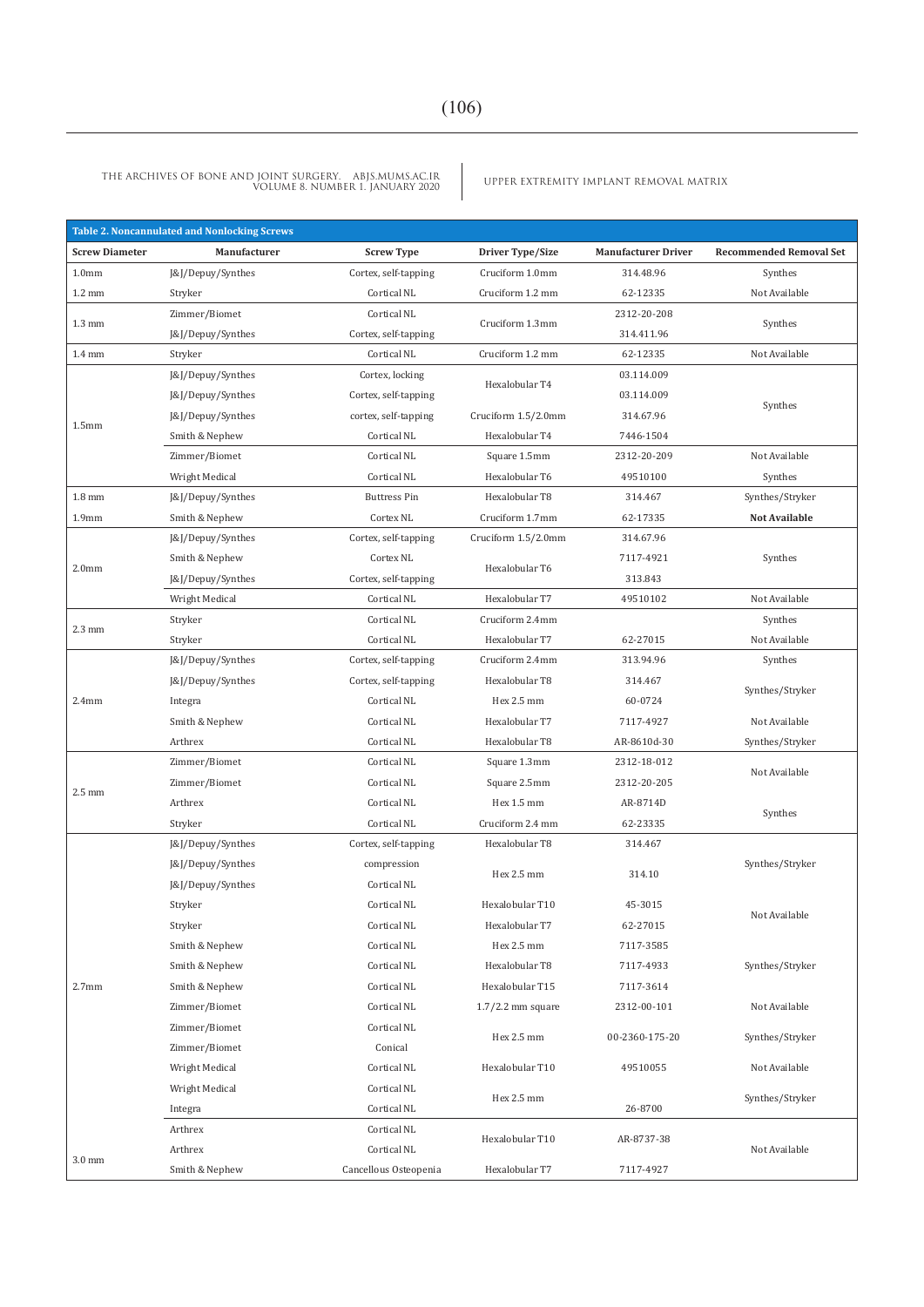**Table 2. Noncannulated and Nonlocking Screws**

| Screw Diameter | Manufacturer | Screw Type | Driver Type/Size | Manufacturer Driver | Recommended Removal Set |
|---|---|---|---|---|---|
| 1.0mm | J&J/Depuy/Synthes | Cortex, self-tapping | Cruciform 1.0mm | 314.48.96 | Synthes |
| 1.2 mm | Stryker | Cortical NL | Cruciform 1.2 mm | 62-12335 | Not Available |
| 1.3 mm | Zimmer/Biomet | Cortical NL | Cruciform 1.3mm | 2312-20-208 | Synthes |
| | J&J/Depuy/Synthes | Cortex, self-tapping | | 314.411.96 | |
| 1.4 mm | Stryker | Cortical NL | Cruciform 1.2 mm | 62-12335 | Not Available |
| 1.5mm | J&J/Depuy/Synthes | Cortex, locking | Hexalobular T4 | 03.114.009 | Synthes |
| | J&J/Depuy/Synthes | Cortex, self-tapping | | 03.114.009 | |
| | J&J/Depuy/Synthes | cortex, self-tapping | Cruciform 1.5/2.0mm | 314.67.96 | |
| | Smith & Nephew | Cortical NL | Hexalobular T4 | 7446-1504 | |
| | Zimmer/Biomet | Cortical NL | Square 1.5mm | 2312-20-209 | Not Available |
| | Wright Medical | Cortical NL | Hexalobular T6 | 49510100 | Synthes |
| 1.8 mm | J&J/Depuy/Synthes | Buttress Pin | Hexalobular T8 | 314.467 | Synthes/Stryker |
| 1.9mm | Smith & Nephew | Cortex NL | Cruciform 1.7mm | 62-17335 | **Not Available** |
| 2.0mm | J&J/Depuy/Synthes | Cortex, self-tapping | Cruciform 1.5/2.0mm | 314.67.96 | Synthes |
| | Smith & Nephew | Cortex NL | Hexalobular T6 | 7117-4921 | |
| | J&J/Depuy/Synthes | Cortex, self-tapping | | 313.843 | |
| | Wright Medical | Cortical NL | Hexalobular T7 | 49510102 | Not Available |
| 2.3 mm | Stryker | Cortical NL | Cruciform 2.4mm | | Synthes |
| | Stryker | Cortical NL | Hexalobular T7 | 62-27015 | Not Available |
| 2.4mm | J&J/Depuy/Synthes | Cortex, self-tapping | Cruciform 2.4mm | 313.94.96 | Synthes |
| | J&J/Depuy/Synthes | Cortex, self-tapping | Hexalobular T8 | 314.467 | Synthes/Stryker |
| | Integra | Cortical NL | Hex 2.5 mm | 60-0724 | |
| | Smith & Nephew | Cortical NL | Hexalobular T7 | 7117-4927 | Not Available |
| | Arthrex | Cortical NL | Hexalobular T8 | AR-8610d-30 | Synthes/Stryker |
| 2.5 mm | Zimmer/Biomet | Cortical NL | Square 1.3mm | 2312-18-012 | Not Available |
| | Zimmer/Biomet | Cortical NL | Square 2.5mm | 2312-20-205 | |
| | Arthrex | Cortical NL | Hex 1.5 mm | AR-8714D | Synthes |
| | Stryker | Cortical NL | Cruciform 2.4 mm | 62-23335 | |
| 2.7mm | J&J/Depuy/Synthes | Cortex, self-tapping | Hexalobular T8 | 314.467 | Synthes/Stryker |
| | J&J/Depuy/Synthes | compression | Hex 2.5 mm | 314.10 | |
| | J&J/Depuy/Synthes | Cortical NL | | | |
| | Stryker | Cortical NL | Hexalobular T10 | 45-3015 | Not Available |
| | Stryker | Cortical NL | Hexalobular T7 | 62-27015 | |
| | Smith & Nephew | Cortical NL | Hex 2.5 mm | 7117-3585 | Synthes/Stryker |
| | Smith & Nephew | Cortical NL | Hexalobular T8 | 7117-4933 | |
| | Smith & Nephew | Cortical NL | Hexalobular T15 | 7117-3614 | |
| | Zimmer/Biomet | Cortical NL | 1.7/2.2 mm square | 2312-00-101 | Not Available |
| | Zimmer/Biomet | Cortical NL | Hex 2.5 mm | 00-2360-175-20 | Synthes/Stryker |
| | Zimmer/Biomet | Conical | | | |
| | Wright Medical | Cortical NL | Hexalobular T10 | 49510055 | Not Available |
| | Wright Medical | Cortical NL | Hex 2.5 mm | | Synthes/Stryker |
| | Integra | Cortical NL | | 26-8700 | |
| 3.0 mm | Arthrex | Cortical NL | Hexalobular T10 | AR-8737-38 | Not Available |
| | Arthrex | Cortical NL | | | |
| | Smith & Nephew | Cancellous Osteopenia | Hexalobular T7 | 7117-4927 | |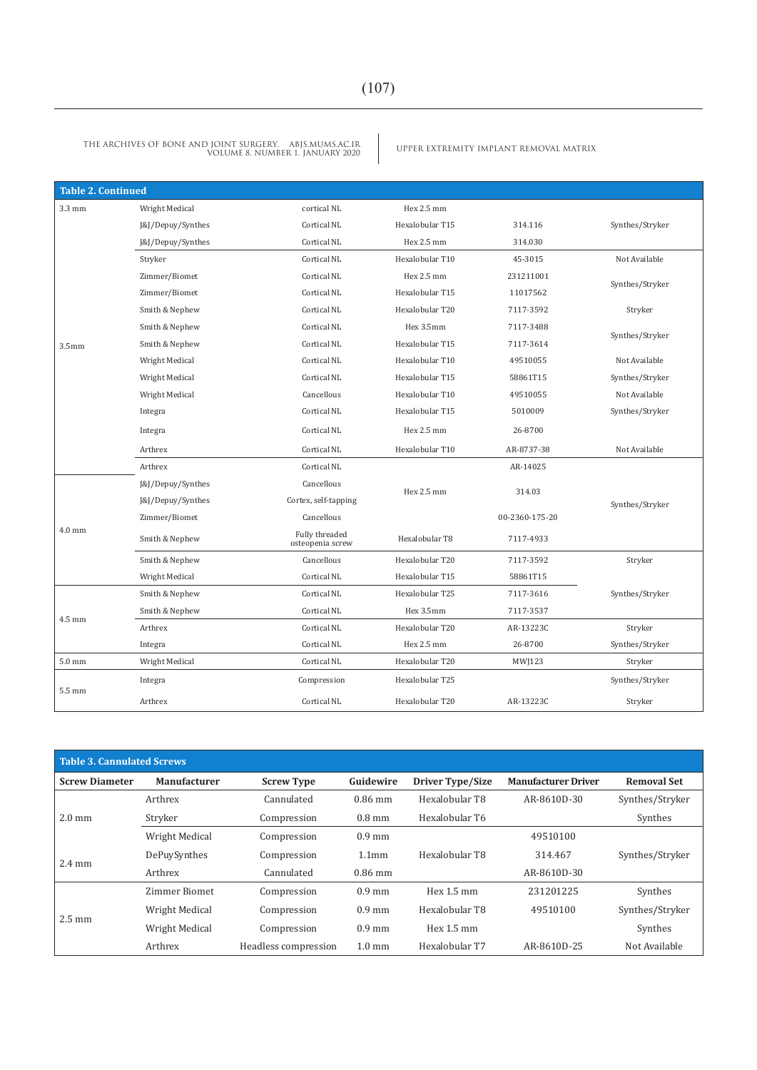**Table 2. Continued**

| | | | | | |
|---|---|---|---|---|---|
| 3.3 mm | Wright Medical | cortical NL | Hex 2.5 mm | | |
| | J&J/Depuy/Synthes | Cortical NL | Hexalobular T15 | 314.116 | Synthes/Stryker |
| | J&J/Depuy/Synthes | Cortical NL | Hex 2.5 mm | 314.030 | |
| 3.5mm | Stryker | Cortical NL | Hexalobular T10 | 45-3015 | Not Available |
| | Zimmer/Biomet | Cortical NL | Hex 2.5 mm | 231211001 | Synthes/Stryker |
| | Zimmer/Biomet | Cortical NL | Hexalobular T15 | 11017562 | |
| | Smith & Nephew | Cortical NL | Hexalobular T20 | 7117-3592 | Stryker |
| | Smith & Nephew | Cortical NL | Hex 3.5mm | 7117-3488 | Synthes/Stryker |
| | Smith & Nephew | Cortical NL | Hexalobular T15 | 7117-3614 | |
| | Wright Medical | Cortical NL | Hexalobular T10 | 49510055 | Not Available |
| | Wright Medical | Cortical NL | Hexalobular T15 | 58861T15 | Synthes/Stryker |
| | Wright Medical | Cancellous | Hexalobular T10 | 49510055 | Not Available |
| | Integra | Cortical NL | Hexalobular T15 | 5010009 | Synthes/Stryker |
| | Integra | Cortical NL | Hex 2.5 mm | 26-8700 | |
| | Arthrex | Cortical NL | Hexalobular T10 | AR-8737-38 | Not Available |
| 4.0 mm | Arthrex | Cortical NL | | AR-14025 | |
| | J&J/Depuy/Synthes | Cancellous | Hex 2.5 mm | 314.03 | Synthes/Stryker |
| | J&J/Depuy/Synthes | Cortex, self-tapping | | | |
| | Zimmer/Biomet | Cancellous | | 00-2360-175-20 | |
| | Smith & Nephew | Fully threaded osteopenia screw | Hexalobular T8 | 7117-4933 | |
| | Smith & Nephew | Cancellous | Hexalobular T20 | 7117-3592 | Stryker |
| | Wright Medical | Cortical NL | Hexalobular T15 | 58861T15 | |
| 4.5 mm | Smith & Nephew | Cortical NL | Hexalobular T25 | 7117-3616 | Synthes/Stryker |
| | Smith & Nephew | Cortical NL | Hex 3.5mm | 7117-3537 | |
| | Arthrex | Cortical NL | Hexalobular T20 | AR-13223C | Stryker |
| | Integra | Cortical NL | Hex 2.5 mm | 26-8700 | Synthes/Stryker |
| 5.0 mm | Wright Medical | Cortical NL | Hexalobular T20 | MWJ123 | Stryker |
| 5.5 mm | Integra | Compression | Hexalobular T25 | | Synthes/Stryker |
| | Arthrex | Cortical NL | Hexalobular T20 | AR-13223C | Stryker |

**Table 3. Cannulated Screws**

| Screw Diameter | Manufacturer | Screw Type | Guidewire | Driver Type/Size | Manufacturer Driver | Removal Set |
|---|---|---|---|---|---|---|
| 2.0 mm | Arthrex | Cannulated | 0.86 mm | Hexalobular T8 | AR-8610D-30 | Synthes/Stryker |
| | Stryker | Compression | 0.8 mm | Hexalobular T6 | | Synthes |
| 2.4 mm | Wright Medical | Compression | 0.9 mm | Hexalobular T8 | 49510100 | Synthes/Stryker |
| | DePuySynthes | Compression | 1.1mm | | 314.467 | |
| | Arthrex | Cannulated | 0.86 mm | | AR-8610D-30 | |
| 2.5 mm | Zimmer Biomet | Compression | 0.9 mm | Hex 1.5 mm | 231201225 | Synthes |
| | Wright Medical | Compression | 0.9 mm | Hexalobular T8 | 49510100 | Synthes/Stryker |
| | Wright Medical | Compression | 0.9 mm | Hex 1.5 mm | | Synthes |
| | Arthrex | Headless compression | 1.0 mm | Hexalobular T7 | AR-8610D-25 | Not Available |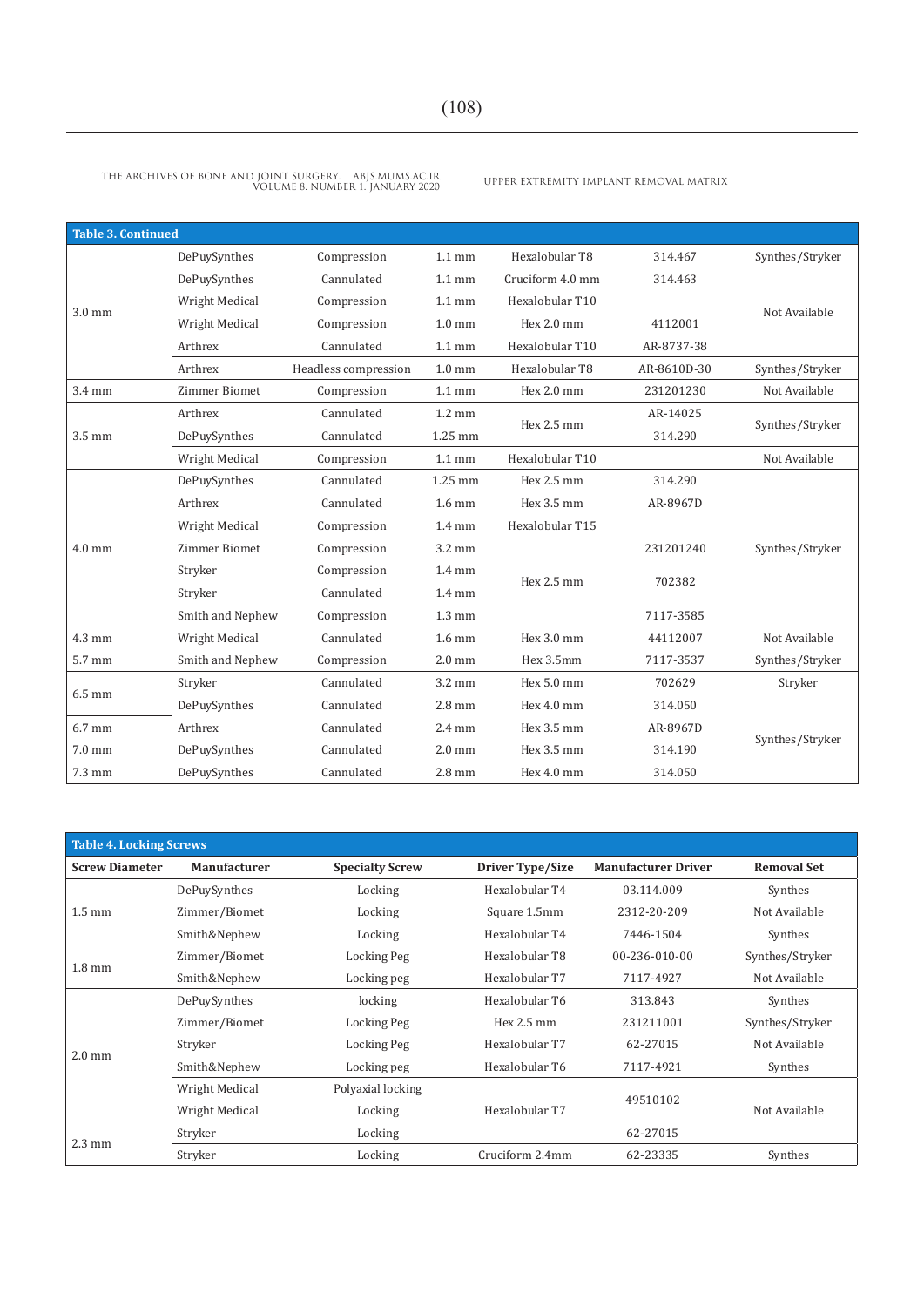**Table 3. Continued**

| | | | | | | |
|---|---|---|---|---|---|---|
| 3.0 mm | DePuySynthes | Compression | 1.1 mm | Hexalobular T8 | 314.467 | Synthes/Stryker |
| | DePuySynthes | Cannulated | 1.1 mm | Cruciform 4.0 mm | 314.463 | Not Available |
| | Wright Medical | Compression | 1.1 mm | Hexalobular T10 | | |
| | Wright Medical | Compression | 1.0 mm | Hex 2.0 mm | 4112001 | |
| | Arthrex | Cannulated | 1.1 mm | Hexalobular T10 | AR-8737-38 | |
| | Arthrex | Headless compression | 1.0 mm | Hexalobular T8 | AR-8610D-30 | Synthes/Stryker |
| 3.4 mm | Zimmer Biomet | Compression | 1.1 mm | Hex 2.0 mm | 231201230 | Not Available |
| 3.5 mm | Arthrex | Cannulated | 1.2 mm | Hex 2.5 mm | AR-14025 | Synthes/Stryker |
| | DePuySynthes | Cannulated | 1.25 mm | | 314.290 | |
| | Wright Medical | Compression | 1.1 mm | Hexalobular T10 | | Not Available |
| 4.0 mm | DePuySynthes | Cannulated | 1.25 mm | Hex 2.5 mm | 314.290 | Synthes/Stryker |
| | Arthrex | Cannulated | 1.6 mm | Hex 3.5 mm | AR-8967D | |
| | Wright Medical | Compression | 1.4 mm | Hexalobular T15 | | |
| | Zimmer Biomet | Compression | 3.2 mm | | 231201240 | |
| | Stryker | Compression | 1.4 mm | Hex 2.5 mm | 702382 | |
| | Stryker | Cannulated | 1.4 mm | | | |
| | Smith and Nephew | Compression | 1.3 mm | | 7117-3585 | |
| 4.3 mm | Wright Medical | Cannulated | 1.6 mm | Hex 3.0 mm | 44112007 | Not Available |
| 5.7 mm | Smith and Nephew | Compression | 2.0 mm | Hex 3.5mm | 7117-3537 | Synthes/Stryker |
| 6.5 mm | Stryker | Cannulated | 3.2 mm | Hex 5.0 mm | 702629 | Stryker |
| | DePuySynthes | Cannulated | 2.8 mm | Hex 4.0 mm | 314.050 | Synthes/Stryker |
| 6.7 mm | Arthrex | Cannulated | 2.4 mm | Hex 3.5 mm | AR-8967D | |
| 7.0 mm | DePuySynthes | Cannulated | 2.0 mm | Hex 3.5 mm | 314.190 | |
| 7.3 mm | DePuySynthes | Cannulated | 2.8 mm | Hex 4.0 mm | 314.050 | |

**Table 4. Locking Screws**

| Screw Diameter | Manufacturer | Specialty Screw | Driver Type/Size | Manufacturer Driver | Removal Set |
|---|---|---|---|---|---|
| 1.5 mm | DePuySynthes | Locking | Hexalobular T4 | 03.114.009 | Synthes |
| | Zimmer/Biomet | Locking | Square 1.5mm | 2312-20-209 | Not Available |
| | Smith&Nephew | Locking | Hexalobular T4 | 7446-1504 | Synthes |
| 1.8 mm | Zimmer/Biomet | Locking Peg | Hexalobular T8 | 00-236-010-00 | Synthes/Stryker |
| | Smith&Nephew | Locking peg | Hexalobular T7 | 7117-4927 | Not Available |
| 2.0 mm | DePuySynthes | locking | Hexalobular T6 | 313.843 | Synthes |
| | Zimmer/Biomet | Locking Peg | Hex 2.5 mm | 231211001 | Synthes/Stryker |
| | Stryker | Locking Peg | Hexalobular T7 | 62-27015 | Not Available |
| | Smith&Nephew | Locking peg | Hexalobular T6 | 7117-4921 | Synthes |
| | Wright Medical | Polyaxial locking | Hexalobular T7 | 49510102 | Not Available |
| | Wright Medical | Locking | | | |
| 2.3 mm | Stryker | Locking | | 62-27015 | |
| | Stryker | Locking | Cruciform 2.4mm | 62-23335 | Synthes |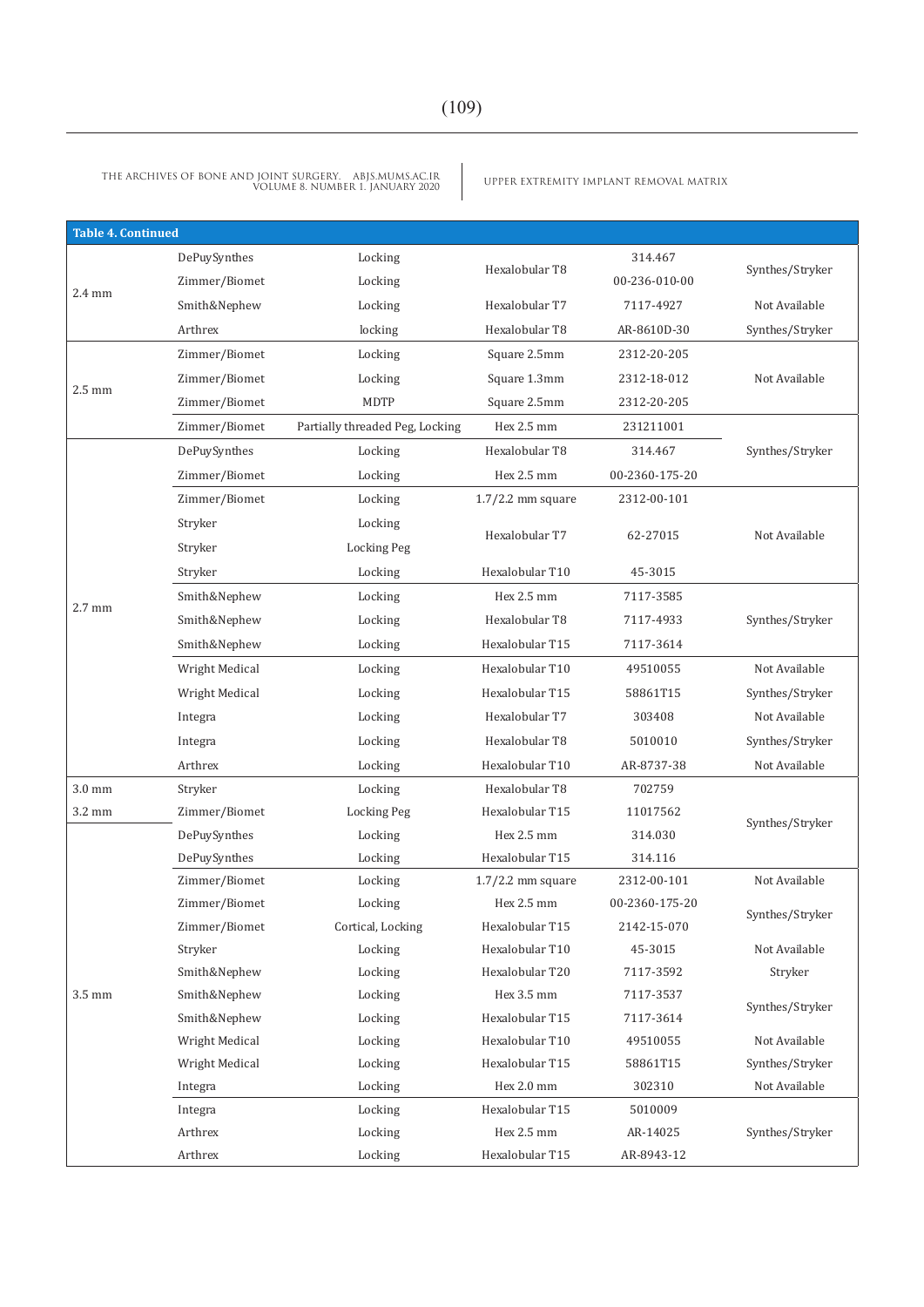**Table 4. Continued**

| | | | | | |
|---|---|---|---|---|---|
| 2.4 mm | DePuySynthes | Locking | Hexalobular T8 | 314.467 | Synthes/Stryker |
| 2.4 mm | Zimmer/Biomet | Locking | Hexalobular T8 | 00-236-010-00 | Synthes/Stryker |
| 2.4 mm | Smith&Nephew | Locking | Hexalobular T7 | 7117-4927 | Not Available |
| 2.4 mm | Arthrex | locking | Hexalobular T8 | AR-8610D-30 | Synthes/Stryker |
| 2.5 mm | Zimmer/Biomet | Locking | Square 2.5mm | 2312-20-205 | Not Available |
| 2.5 mm | Zimmer/Biomet | Locking | Square 1.3mm | 2312-18-012 | Not Available |
| 2.5 mm | Zimmer/Biomet | MDTP | Square 2.5mm | 2312-20-205 | Not Available |
| 2.5 mm | Zimmer/Biomet | Partially threaded Peg, Locking | Hex 2.5 mm | 231211001 | Synthes/Stryker |
| 2.7 mm | DePuySynthes | Locking | Hexalobular T8 | 314.467 | Synthes/Stryker |
| 2.7 mm | Zimmer/Biomet | Locking | Hex 2.5 mm | 00-2360-175-20 | Synthes/Stryker |
| 2.7 mm | Zimmer/Biomet | Locking | 1.7/2.2 mm square | 2312-00-101 | Not Available |
| 2.7 mm | Stryker | Locking | Hexalobular T7 | 62-27015 | Not Available |
| 2.7 mm | Stryker | Locking Peg | Hexalobular T7 | 62-27015 | Not Available |
| 2.7 mm | Stryker | Locking | Hexalobular T10 | 45-3015 | Not Available |
| 2.7 mm | Smith&Nephew | Locking | Hex 2.5 mm | 7117-3585 | Synthes/Stryker |
| 2.7 mm | Smith&Nephew | Locking | Hexalobular T8 | 7117-4933 | Synthes/Stryker |
| 2.7 mm | Smith&Nephew | Locking | Hexalobular T15 | 7117-3614 | Synthes/Stryker |
| 2.7 mm | Wright Medical | Locking | Hexalobular T10 | 49510055 | Not Available |
| 2.7 mm | Wright Medical | Locking | Hexalobular T15 | 58861T15 | Synthes/Stryker |
| 2.7 mm | Integra | Locking | Hexalobular T7 | 303408 | Not Available |
| 2.7 mm | Integra | Locking | Hexalobular T8 | 5010010 | Synthes/Stryker |
| 2.7 mm | Arthrex | Locking | Hexalobular T10 | AR-8737-38 | Not Available |
| 3.0 mm | Stryker | Locking | Hexalobular T8 | 702759 | Synthes/Stryker |
| 3.2 mm | Zimmer/Biomet | Locking Peg | Hexalobular T15 | 11017562 | Synthes/Stryker |
| 3.5 mm | DePuySynthes | Locking | Hex 2.5 mm | 314.030 | Synthes/Stryker |
| 3.5 mm | DePuySynthes | Locking | Hexalobular T15 | 314.116 | Synthes/Stryker |
| 3.5 mm | Zimmer/Biomet | Locking | 1.7/2.2 mm square | 2312-00-101 | Not Available |
| 3.5 mm | Zimmer/Biomet | Locking | Hex 2.5 mm | 00-2360-175-20 | Synthes/Stryker |
| 3.5 mm | Zimmer/Biomet | Cortical, Locking | Hexalobular T15 | 2142-15-070 | Synthes/Stryker |
| 3.5 mm | Stryker | Locking | Hexalobular T10 | 45-3015 | Not Available |
| 3.5 mm | Smith&Nephew | Locking | Hexalobular T20 | 7117-3592 | Stryker |
| 3.5 mm | Smith&Nephew | Locking | Hex 3.5 mm | 7117-3537 | Synthes/Stryker |
| 3.5 mm | Smith&Nephew | Locking | Hexalobular T15 | 7117-3614 | Synthes/Stryker |
| 3.5 mm | Wright Medical | Locking | Hexalobular T10 | 49510055 | Not Available |
| 3.5 mm | Wright Medical | Locking | Hexalobular T15 | 58861T15 | Synthes/Stryker |
| 3.5 mm | Integra | Locking | Hex 2.0 mm | 302310 | Not Available |
| 3.5 mm | Integra | Locking | Hexalobular T15 | 5010009 | Synthes/Stryker |
| 3.5 mm | Arthrex | Locking | Hex 2.5 mm | AR-14025 | Synthes/Stryker |
| 3.5 mm | Arthrex | Locking | Hexalobular T15 | AR-8943-12 | Synthes/Stryker |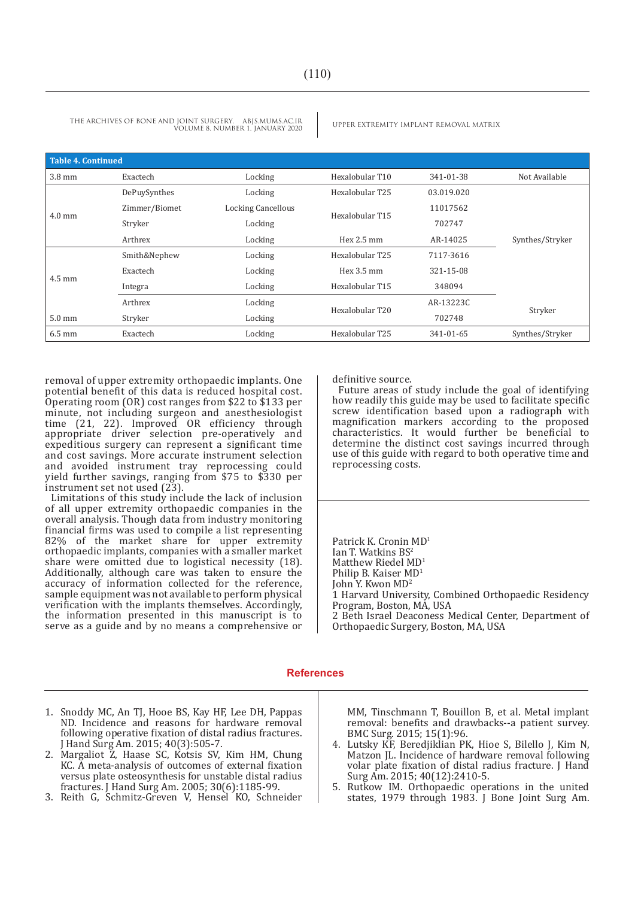**Table 4. Continued**

| | | | | | |
|---|---|---|---|---|---|
| 3.8 mm | Exactech | Locking | Hexalobular T10 | 341-01-38 | Not Available |
| 4.0 mm | DePuySynthes | Locking | Hexalobular T25 | 03.019.020 | |
| | Zimmer/Biomet | Locking Cancellous | Hexalobular T15 | 11017562 | |
| | Stryker | Locking | | 702747 | |
| | Arthrex | Locking | Hex 2.5 mm | AR-14025 | Synthes/Stryker |
| 4.5 mm | Smith&Nephew | Locking | Hexalobular T25 | 7117-3616 | |
| | Exactech | Locking | Hex 3.5 mm | 321-15-08 | |
| | Integra | Locking | Hexalobular T15 | 348094 | |
| | Arthrex | Locking | Hexalobular T20 | AR-13223C | Stryker |
| 5.0 mm | Stryker | Locking | | 702748 | |
| 6.5 mm | Exactech | Locking | Hexalobular T25 | 341-01-65 | Synthes/Stryker |

removal of upper extremity orthopaedic implants. One potential benefit of this data is reduced hospital cost. Operating room (OR) cost ranges from $22 to $133 per minute, not including surgeon and anesthesiologist time (21, 22). Improved OR efficiency through appropriate driver selection pre-operatively and expeditious surgery can represent a significant time and cost savings. More accurate instrument selection and avoided instrument tray reprocessing could yield further savings, ranging from $75 to $330 per instrument set not used (23).

Limitations of this study include the lack of inclusion of all upper extremity orthopaedic companies in the overall analysis. Though data from industry monitoring financial firms was used to compile a list representing 82% of the market share for upper extremity orthopaedic implants, companies with a smaller market share were omitted due to logistical necessity (18). Additionally, although care was taken to ensure the accuracy of information collected for the reference, sample equipment was not available to perform physical verification with the implants themselves. Accordingly, the information presented in this manuscript is to serve as a guide and by no means a comprehensive or definitive source.

Future areas of study include the goal of identifying how readily this guide may be used to facilitate specific screw identification based upon a radiograph with magnification markers according to the proposed characteristics. It would further be beneficial to determine the distinct cost savings incurred through use of this guide with regard to both operative time and reprocessing costs.

Patrick K. Cronin MD[1]
Ian T. Watkins BS[2]
Matthew Riedel MD[1]
Philip B. Kaiser MD[1]
John Y. Kwon MD[2]
1 Harvard University, Combined Orthopaedic Residency Program, Boston, MA, USA
2 Beth Israel Deaconess Medical Center, Department of Orthopaedic Surgery, Boston, MA, USA

## References

1. Snoddy MC, An TJ, Hooe BS, Kay HF, Lee DH, Pappas ND. Incidence and reasons for hardware removal following operative fixation of distal radius fractures. J Hand Surg Am. 2015; 40(3):505-7.
2. Margaliot Z, Haase SC, Kotsis SV, Kim HM, Chung KC. A meta-analysis of outcomes of external fixation versus plate osteosynthesis for unstable distal radius fractures. J Hand Surg Am. 2005; 30(6):1185-99.
3. Reith G, Schmitz-Greven V, Hensel KO, Schneider MM, Tinschmann T, Bouillon B, et al. Metal implant removal: benefits and drawbacks--a patient survey. BMC Surg. 2015; 15(1):96.
4. Lutsky KF, Beredjiklian PK, Hioe S, Bilello J, Kim N, Matzon JL. Incidence of hardware removal following volar plate fixation of distal radius fracture. J Hand Surg Am. 2015; 40(12):2410-5.
5. Rutkow IM. Orthopaedic operations in the united states, 1979 through 1983. J Bone Joint Surg Am.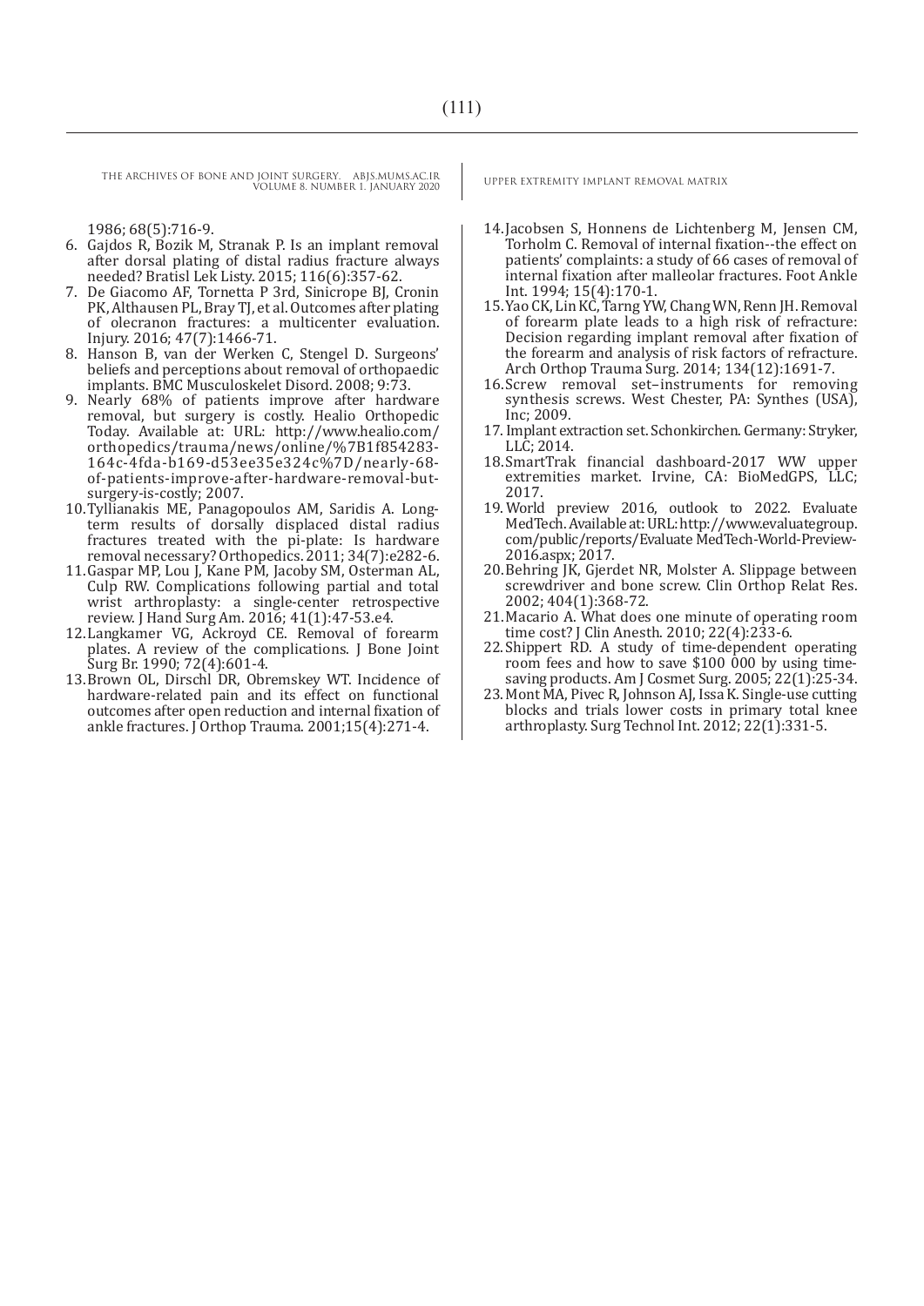1986; 68(5):716-9.

6. Gajdos R, Bozik M, Stranak P. Is an implant removal after dorsal plating of distal radius fracture always needed? Bratisl Lek Listy. 2015; 116(6):357-62.
7. De Giacomo AF, Tornetta P 3rd, Sinicrope BJ, Cronin PK, Althausen PL, Bray TJ, et al. Outcomes after plating of olecranon fractures: a multicenter evaluation. Injury. 2016; 47(7):1466-71.
8. Hanson B, van der Werken C, Stengel D. Surgeons' beliefs and perceptions about removal of orthopaedic implants. BMC Musculoskelet Disord. 2008; 9:73.
9. Nearly 68% of patients improve after hardware removal, but surgery is costly. Healio Orthopedic Today. Available at: URL: http://www.healio.com/orthopedics/trauma/news/online/%7B1f854283-164c-4fda-b169-d53ee35e324c%7D/nearly-68-of-patients-improve-after-hardware-removal-but-surgery-is-costly; 2007.
10. Tyllianakis ME, Panagopoulos AM, Saridis A. Long-term results of dorsally displaced distal radius fractures treated with the pi-plate: Is hardware removal necessary? Orthopedics. 2011; 34(7):e282-6.
11. Gaspar MP, Lou J, Kane PM, Jacoby SM, Osterman AL, Culp RW. Complications following partial and total wrist arthroplasty: a single-center retrospective review. J Hand Surg Am. 2016; 41(1):47-53.e4.
12. Langkamer VG, Ackroyd CE. Removal of forearm plates. A review of the complications. J Bone Joint Surg Br. 1990; 72(4):601-4.
13. Brown OL, Dirschl DR, Obremskey WT. Incidence of hardware-related pain and its effect on functional outcomes after open reduction and internal fixation of ankle fractures. J Orthop Trauma. 2001;15(4):271-4.
14. Jacobsen S, Honnens de Lichtenberg M, Jensen CM, Torholm C. Removal of internal fixation--the effect on patients' complaints: a study of 66 cases of removal of internal fixation after malleolar fractures. Foot Ankle Int. 1994; 15(4):170-1.
15. Yao CK, Lin KC, Tarng YW, Chang WN, Renn JH. Removal of forearm plate leads to a high risk of refracture: Decision regarding implant removal after fixation of the forearm and analysis of risk factors of refracture. Arch Orthop Trauma Surg. 2014; 134(12):1691-7.
16. Screw removal set–instruments for removing synthesis screws. West Chester, PA: Synthes (USA), Inc; 2009.
17. Implant extraction set. Schonkirchen. Germany: Stryker, LLC; 2014.
18. SmartTrak financial dashboard-2017 WW upper extremities market. Irvine, CA: BioMedGPS, LLC; 2017.
19. World preview 2016, outlook to 2022. Evaluate MedTech. Available at: URL: http://www.evaluategroup.com/public/reports/Evaluate MedTech-World-Preview-2016.aspx; 2017.
20. Behring JK, Gjerdet NR, Molster A. Slippage between screwdriver and bone screw. Clin Orthop Relat Res. 2002; 404(1):368-72.
21. Macario A. What does one minute of operating room time cost? J Clin Anesth. 2010; 22(4):233-6.
22. Shippert RD. A study of time-dependent operating room fees and how to save $100 000 by using time-saving products. Am J Cosmet Surg. 2005; 22(1):25-34.
23. Mont MA, Pivec R, Johnson AJ, Issa K. Single-use cutting blocks and trials lower costs in primary total knee arthroplasty. Surg Technol Int. 2012; 22(1):331-5.